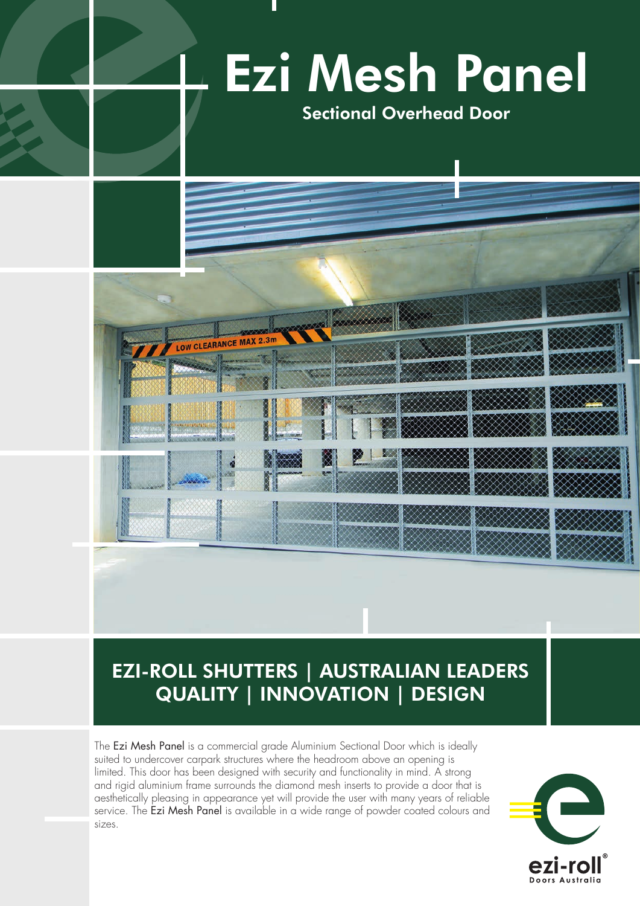# Ezi Mesh Panel

## Sectional Overhead Door

## EZI-ROLL SHUTTERS | AUSTRALIAN LEADERS
## QUALITY | INNOVATION | DESIGN

The Ezi Mesh Panel is a commercial grade Aluminium Sectional Door which is ideally suited to undercover carpark structures where the headroom above an opening is limited. This door has been designed with security and functionality in mind. A strong and rigid aluminium frame surrounds the diamond mesh inserts to provide a door that is aesthetically pleasing in appearance yet will provide the user with many years of reliable service. The Ezi Mesh Panel is available in a wide range of powder coated colours and sizes.

ezi-roll®
Doors Australia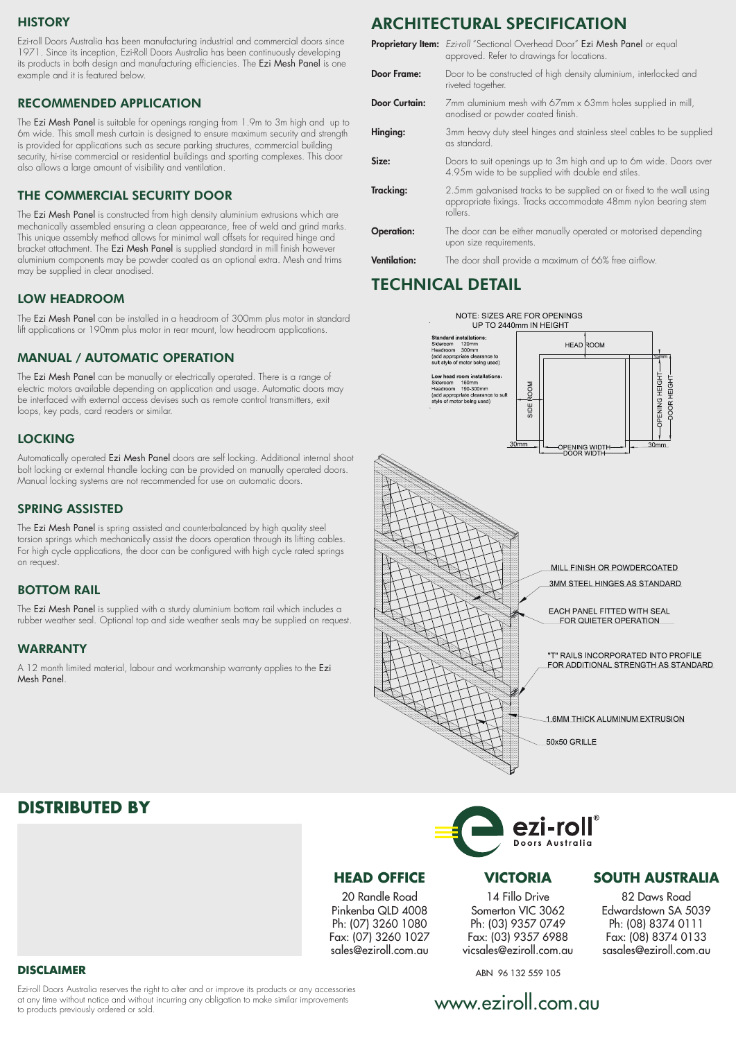## HISTORY

Ezi-roll Doors Australia has been manufacturing industrial and commercial doors since 1971. Since its inception, Ezi-Roll Doors Australia has been continuously developing its products in both design and manufacturing efficiencies. The Ezi Mesh Panel is one example and it is featured below.

## RECOMMENDED APPLICATION

The Ezi Mesh Panel is suitable for openings ranging from 1.9m to 3m high and up to 6m wide. This small mesh curtain is designed to ensure maximum security and strength is provided for applications such as secure parking structures, commercial building security, hi-rise commercial or residential buildings and sporting complexes. This door also allows a large amount of visibility and ventilation.

## THE COMMERCIAL SECURITY DOOR

The Ezi Mesh Panel is constructed from high density aluminium extrusions which are mechanically assembled ensuring a clean appearance, free of weld and grind marks. This unique assembly method allows for minimal wall offsets for required hinge and bracket attachment. The Ezi Mesh Panel is supplied standard in mill finish however aluminium components may be powder coated as an optional extra. Mesh and trims may be supplied in clear anodised.

## LOW HEADROOM

The Ezi Mesh Panel can be installed in a headroom of 300mm plus motor in standard lift applications or 190mm plus motor in rear mount, low headroom applications.

## MANUAL / AUTOMATIC OPERATION

The Ezi Mesh Panel can be manually or electrically operated. There is a range of electric motors available depending on application and usage. Automatic doors may be interfaced with external access devises such as remote control transmitters, exit loops, key pads, card readers or similar.

## LOCKING

Automatically operated Ezi Mesh Panel doors are self locking. Additional internal shoot bolt locking or external t-handle locking can be provided on manually operated doors. Manual locking systems are not recommended for use on automatic doors.

## SPRING ASSISTED

The Ezi Mesh Panel is spring assisted and counterbalanced by high quality steel torsion springs which mechanically assist the doors operation through its lifting cables. For high cycle applications, the door can be configured with high cycle rated springs on request.

## BOTTOM RAIL

The Ezi Mesh Panel is supplied with a sturdy aluminium bottom rail which includes a rubber weather seal. Optional top and side weather seals may be supplied on request.

## WARRANTY

A 12 month limited material, labour and workmanship warranty applies to the Ezi Mesh Panel.

## ARCHITECTURAL SPECIFICATION

| | |
|---|---|
| **Proprietary Item:** | *Ezi-roll* "Sectional Overhead Door" Ezi Mesh Panel or equal approved. Refer to drawings for locations. |
| **Door Frame:** | Door to be constructed of high density aluminium, interlocked and riveted together. |
| **Door Curtain:** | 7mm aluminium mesh with 67mm x 63mm holes supplied in mill, anodised or powder coated finish. |
| **Hinging:** | 3mm heavy duty steel hinges and stainless steel cables to be supplied as standard. |
| **Size:** | Doors to suit openings up to 3m high and up to 6m wide. Doors over 4.95m wide to be supplied with double end stiles. |
| **Tracking:** | 2.5mm galvanised tracks to be supplied on or fixed to the wall using appropriate fixings. Tracks accommodate 48mm nylon bearing stem rollers. |
| **Operation:** | The door can be either manually operated or motorised depending upon size requirements. |
| **Ventilation:** | The door shall provide a maximum of 66% free airflow. |

## TECHNICAL DETAIL

NOTE: SIZES ARE FOR OPENINGS UP TO 2440mm IN HEIGHT

Standard installations:
Sideroom 120mm
Headroom 300mm
(add appropriate clearance to suit style of motor being used)

Low head room installations:
Sideroom 160mm
Headroom 190-300mm
(add appropriate clearance to suit style of motor being used)

HEAD ROOM
SIDE ROOM
15mm
OPENING HEIGHT
DOOR HEIGHT
30mm
OPENING WIDTH
DOOR WIDTH
30mm

MILL FINISH OR POWDERCOATED
3MM STEEL HINGES AS STANDARD
EACH PANEL FITTED WITH SEAL FOR QUIETER OPERATION
"T" RAILS INCORPORATED INTO PROFILE FOR ADDITIONAL STRENGTH AS STANDARD
1.6MM THICK ALUMINUM EXTRUSION
50x50 GRILLE

## DISTRIBUTED BY

ezi-roll® Doors Australia

### HEAD OFFICE

20 Randle Road
Pinkenba QLD 4008
Ph: (07) 3260 1080
Fax: (07) 3260 1027
sales@eziroll.com.au

### VICTORIA

14 Fillo Drive
Somerton VIC 3062
Ph: (03) 9357 0749
Fax: (03) 9357 6988
vicsales@eziroll.com.au

### SOUTH AUSTRALIA

82 Daws Road
Edwardstown SA 5039
Ph: (08) 8374 0111
Fax: (08) 8374 0133
sasales@eziroll.com.au

ABN 96 132 559 105

www.eziroll.com.au

### DISCLAIMER

Ezi-roll Doors Australia reserves the right to alter and or improve its products or any accessories at any time without notice and without incurring any obligation to make similar improvements to products previously ordered or sold.